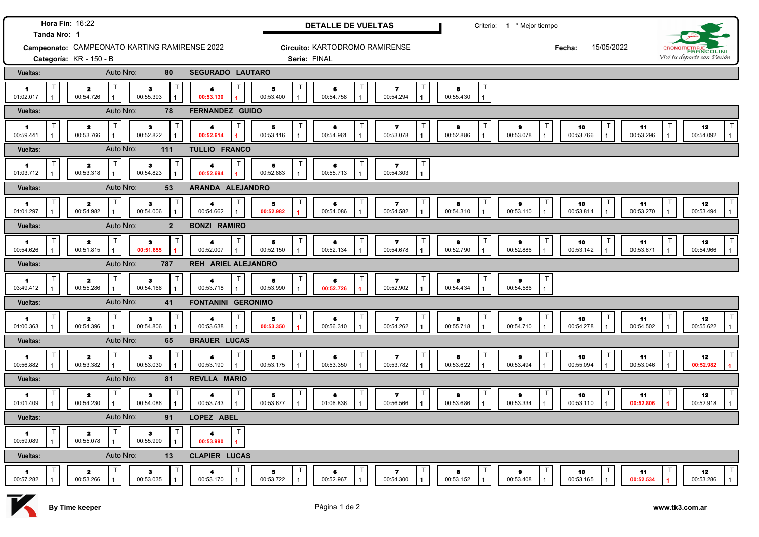**Hora Fin:** 16:22
**Tanda Nro:** 1

## DETALLE DE VUELTAS

Criterio: 1 ° Mejor tiempo

**Campeonato:** CAMPEONATO KARTING RAMIRENSE 2022
**Categoría:** KR - 150 - B

**Circuito:** KARTODROMO RAMIRENSE
**Serie:** FINAL

**Fecha:** 15/05/2022

CRONOMETRAJE FRANCOLINI
*Vivi tu deporte con Pasión*

### Vueltas: Auto Nro: 80 SEGURADO LAUTARO

| 1 | 2 | 3 | 4 | 5 | 6 | 7 | 8 |
|---|---|---|---|---|---|---|---|
| 01:02.017 | 00:54.726 | 00:55.393 | **00:53.130** | 00:53.400 | 00:54.758 | 00:54.294 | 00:55.430 |

### Vueltas: Auto Nro: 78 FERNANDEZ GUIDO

| 1 | 2 | 3 | 4 | 5 | 6 | 7 | 8 | 9 | 10 | 11 | 12 |
|---|---|---|---|---|---|---|---|---|---|---|---|
| 00:59.441 | 00:53.766 | 00:52.822 | **00:52.614** | 00:53.116 | 00:54.961 | 00:53.078 | 00:52.886 | 00:53.078 | 00:53.766 | 00:53.296 | 00:54.092 |

### Vueltas: Auto Nro: 111 TULLIO FRANCO

| 1 | 2 | 3 | 4 | 5 | 6 | 7 |
|---|---|---|---|---|---|---|
| 01:03.712 | 00:53.318 | 00:54.823 | **00:52.694** | 00:52.883 | 00:55.713 | 00:54.303 |

### Vueltas: Auto Nro: 53 ARANDA ALEJANDRO

| 1 | 2 | 3 | 4 | 5 | 6 | 7 | 8 | 9 | 10 | 11 | 12 |
|---|---|---|---|---|---|---|---|---|---|---|---|
| 01:01.297 | 00:54.982 | 00:54.006 | 00:54.662 | **00:52.982** | 00:54.086 | 00:54.582 | 00:54.310 | 00:53.110 | 00:53.814 | 00:53.270 | 00:53.494 |

### Vueltas: Auto Nro: 2 BONZI RAMIRO

| 1 | 2 | 3 | 4 | 5 | 6 | 7 | 8 | 9 | 10 | 11 | 12 |
|---|---|---|---|---|---|---|---|---|---|---|---|
| 00:54.626 | 00:51.815 | **00:51.655** | 00:52.007 | 00:52.150 | 00:52.134 | 00:54.678 | 00:52.790 | 00:52.886 | 00:53.142 | 00:53.671 | 00:54.966 |

### Vueltas: Auto Nro: 787 REH ARIEL ALEJANDRO

| 1 | 2 | 3 | 4 | 5 | 6 | 7 | 8 | 9 |
|---|---|---|---|---|---|---|---|---|
| 03:49.412 | 00:55.286 | 00:54.166 | 00:53.718 | 00:53.990 | **00:52.726** | 00:52.902 | 00:54.434 | 00:54.586 |

### Vueltas: Auto Nro: 41 FONTANINI GERONIMO

| 1 | 2 | 3 | 4 | 5 | 6 | 7 | 8 | 9 | 10 | 11 | 12 |
|---|---|---|---|---|---|---|---|---|---|---|---|
| 01:00.363 | 00:54.396 | 00:54.806 | 00:53.638 | **00:53.350** | 00:56.310 | 00:54.262 | 00:55.718 | 00:54.710 | 00:54.278 | 00:54.502 | 00:55.622 |

### Vueltas: Auto Nro: 65 BRAUER LUCAS

| 1 | 2 | 3 | 4 | 5 | 6 | 7 | 8 | 9 | 10 | 11 | 12 |
|---|---|---|---|---|---|---|---|---|---|---|---|
| 00:56.882 | 00:53.382 | 00:53.030 | 00:53.190 | 00:53.175 | 00:53.350 | 00:53.782 | 00:53.622 | 00:53.494 | 00:55.094 | 00:53.046 | **00:52.982** |

### Vueltas: Auto Nro: 81 REVLLA MARIO

| 1 | 2 | 3 | 4 | 5 | 6 | 7 | 8 | 9 | 10 | 11 | 12 |
|---|---|---|---|---|---|---|---|---|---|---|---|
| 01:01.409 | 00:54.230 | 00:54.086 | 00:53.743 | 00:53.677 | 01:06.836 | 00:56.566 | 00:53.686 | 00:53.334 | 00:53.110 | **00:52.806** | 00:52.918 |

### Vueltas: Auto Nro: 91 LOPEZ ABEL

| 1 | 2 | 3 | 4 |
|---|---|---|---|
| 00:59.089 | 00:55.078 | 00:55.990 | **00:53.990** |

### Vueltas: Auto Nro: 13 CLAPIER LUCAS

| 1 | 2 | 3 | 4 | 5 | 6 | 7 | 8 | 9 | 10 | 11 | 12 |
|---|---|---|---|---|---|---|---|---|---|---|---|
| 00:57.282 | 00:53.266 | 00:53.035 | 00:53.170 | 00:53.722 | 00:52.967 | 00:54.300 | 00:53.152 | 00:53.408 | 00:53.165 | **00:52.534** | 00:53.286 |

By Time keeper

www.tk3.com.ar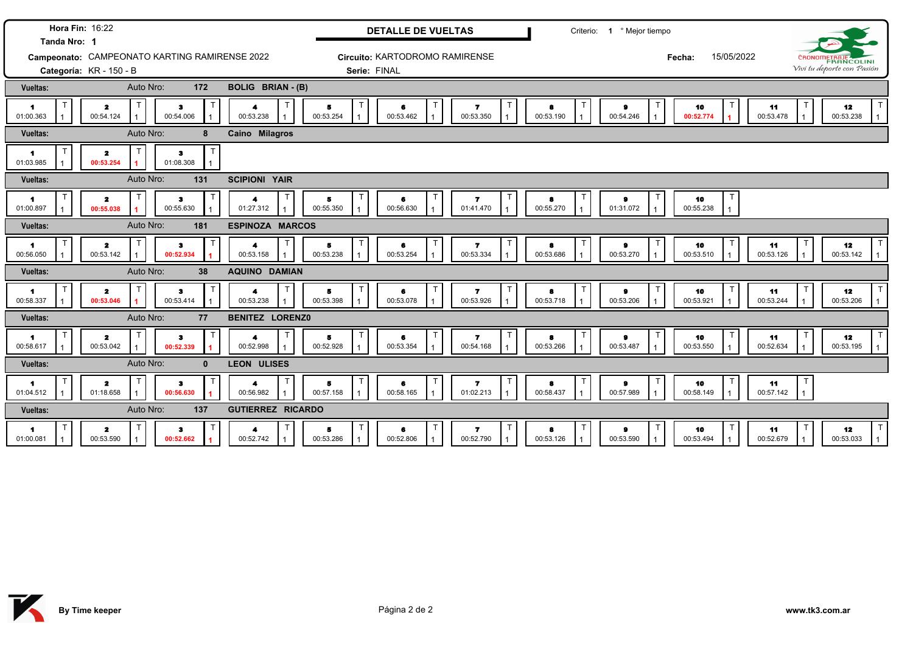**Hora Fin:** 16:22

**Tanda Nro:** 1

## DETALLE DE VUELTAS

Criterio: 1 ° Mejor tiempo

**Campeonato:** CAMPEONATO KARTING RAMIRENSE 2022

**Circuito:** KARTODROMO RAMIRENSE

**Fecha:** 15/05/2022

**Categoría:** KR - 150 - B

**Serie:** FINAL

CRONOMETRAJE FRANCOLINI
*Vivi tu deporte con Pasión*

**Vueltas:** Auto Nro: 172 **BOLIG BRIAN - (B)**

| 1 | 2 | 3 | 4 | 5 | 6 | 7 | 8 | 9 | 10 | 11 | 12 |
|---|---|---|---|---|---|---|---|---|---|---|---|
| 01:00.363 | 00:54.124 | 00:54.006 | 00:53.238 | 00:53.254 | 00:53.462 | 00:53.350 | 00:53.190 | 00:54.246 | **00:52.774** | 00:53.478 | 00:53.238 |

**Vueltas:** Auto Nro: 8 **Caino Milagros**

| 1 | 2 | 3 |
|---|---|---|
| 01:03.985 | **00:53.254** | 01:08.308 |

**Vueltas:** Auto Nro: 131 **SCIPIONI YAIR**

| 1 | 2 | 3 | 4 | 5 | 6 | 7 | 8 | 9 | 10 |
|---|---|---|---|---|---|---|---|---|---|
| 01:00.897 | **00:55.038** | 00:55.630 | 01:27.312 | 00:55.350 | 00:56.630 | 01:41.470 | 00:55.270 | 01:31.072 | 00:55.238 |

**Vueltas:** Auto Nro: 181 **ESPINOZA MARCOS**

| 1 | 2 | 3 | 4 | 5 | 6 | 7 | 8 | 9 | 10 | 11 | 12 |
|---|---|---|---|---|---|---|---|---|---|---|---|
| 00:56.050 | 00:53.142 | **00:52.934** | 00:53.158 | 00:53.238 | 00:53.254 | 00:53.334 | 00:53.686 | 00:53.270 | 00:53.510 | 00:53.126 | 00:53.142 |

**Vueltas:** Auto Nro: 38 **AQUINO DAMIAN**

| 1 | 2 | 3 | 4 | 5 | 6 | 7 | 8 | 9 | 10 | 11 | 12 |
|---|---|---|---|---|---|---|---|---|---|---|---|
| 00:58.337 | **00:53.046** | 00:53.414 | 00:53.238 | 00:53.398 | 00:53.078 | 00:53.926 | 00:53.718 | 00:53.206 | 00:53.921 | 00:53.244 | 00:53.206 |

**Vueltas:** Auto Nro: 77 **BENITEZ LORENZ0**

| 1 | 2 | 3 | 4 | 5 | 6 | 7 | 8 | 9 | 10 | 11 | 12 |
|---|---|---|---|---|---|---|---|---|---|---|---|
| 00:58.617 | 00:53.042 | **00:52.339** | 00:52.998 | 00:52.928 | 00:53.354 | 00:54.168 | 00:53.266 | 00:53.487 | 00:53.550 | 00:52.634 | 00:53.195 |

**Vueltas:** Auto Nro: 0 **LEON ULISES**

| 1 | 2 | 3 | 4 | 5 | 6 | 7 | 8 | 9 | 10 | 11 |
|---|---|---|---|---|---|---|---|---|---|---|
| 01:04.512 | 01:18.658 | **00:56.630** | 00:56.982 | 00:57.158 | 00:58.165 | 01:02.213 | 00:58.437 | 00:57.989 | 00:58.149 | 00:57.142 |

**Vueltas:** Auto Nro: 137 **GUTIERREZ RICARDO**

| 1 | 2 | 3 | 4 | 5 | 6 | 7 | 8 | 9 | 10 | 11 | 12 |
|---|---|---|---|---|---|---|---|---|---|---|---|
| 01:00.081 | 00:53.590 | **00:52.662** | 00:52.742 | 00:53.286 | 00:52.806 | 00:52.790 | 00:53.126 | 00:53.590 | 00:53.494 | 00:52.679 | 00:53.033 |

By Time keeper

www.tk3.com.ar